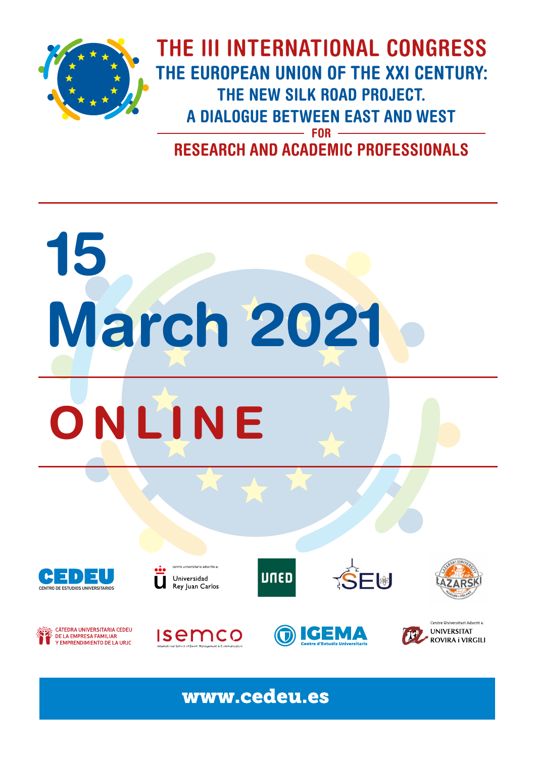# THE III INTERNATIONAL CONGRESS

## THE EUROPEAN UNION OF THE XXI CENTURY:

## THE NEW SILK ROAD PROJECT. A DIALOGUE BETWEEN EAST AND WEST

FOR

## RESEARCH AND ACADEMIC PROFESSIONALS

# 15 March 2021

# ONLINE

CEDEU CENTRO DE ESTUDIOS UNIVERSITARIOS

centro universitario adscrito a: Universidad Rey Juan Carlos

UNED

SEU

LAZARSKI UNIVERSITY WARSAW POLAND

CÁTEDRA UNIVERSITARIA CEDEU DE LA EMPRESA FAMILIAR Y EMPRENDIMIENTO DE LA URJC

isemco International School of Event Management & Communication

IGEMA Centre d'Estudis Universitaris

Centre Universitari Adscrit a: UNIVERSITAT ROVIRA i VIRGILI

www.cedeu.es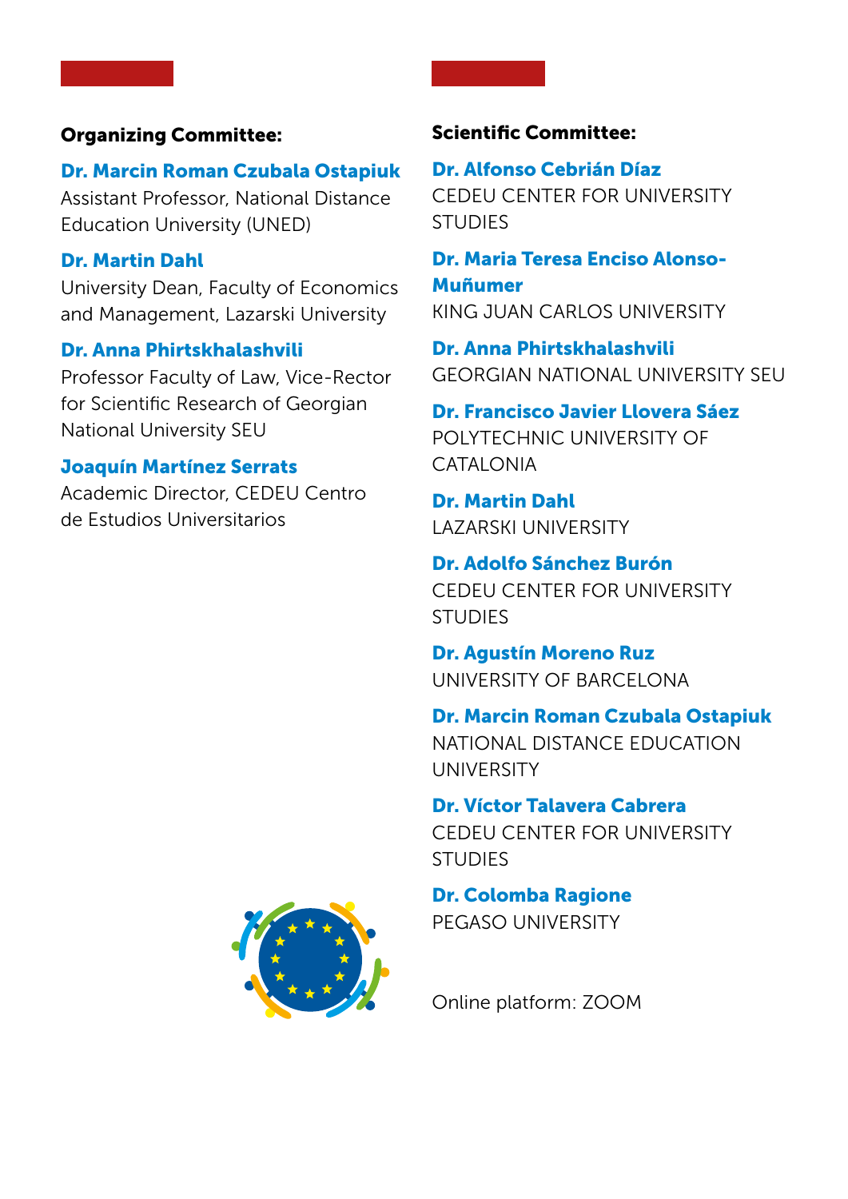## Organizing Committee:

**Dr. Marcin Roman Czubala Ostapiuk**
Assistant Professor, National Distance Education University (UNED)

**Dr. Martin Dahl**
University Dean, Faculty of Economics and Management, Lazarski University

**Dr. Anna Phirtskhalashvili**
Professor Faculty of Law, Vice-Rector for Scientific Research of Georgian National University SEU

**Joaquín Martínez Serrats**
Academic Director, CEDEU Centro de Estudios Universitarios

## Scientific Committee:

**Dr. Alfonso Cebrián Díaz**
CEDEU CENTER FOR UNIVERSITY STUDIES

**Dr. Maria Teresa Enciso Alonso-Muñumer**
KING JUAN CARLOS UNIVERSITY

**Dr. Anna Phirtskhalashvili**
GEORGIAN NATIONAL UNIVERSITY SEU

**Dr. Francisco Javier Llovera Sáez**
POLYTECHNIC UNIVERSITY OF CATALONIA

**Dr. Martin Dahl**
LAZARSKI UNIVERSITY

**Dr. Adolfo Sánchez Burón**
CEDEU CENTER FOR UNIVERSITY STUDIES

**Dr. Agustín Moreno Ruz**
UNIVERSITY OF BARCELONA

**Dr. Marcin Roman Czubala Ostapiuk**
NATIONAL DISTANCE EDUCATION UNIVERSITY

**Dr. Víctor Talavera Cabrera**
CEDEU CENTER FOR UNIVERSITY STUDIES

**Dr. Colomba Ragione**
PEGASO UNIVERSITY

Online platform: ZOOM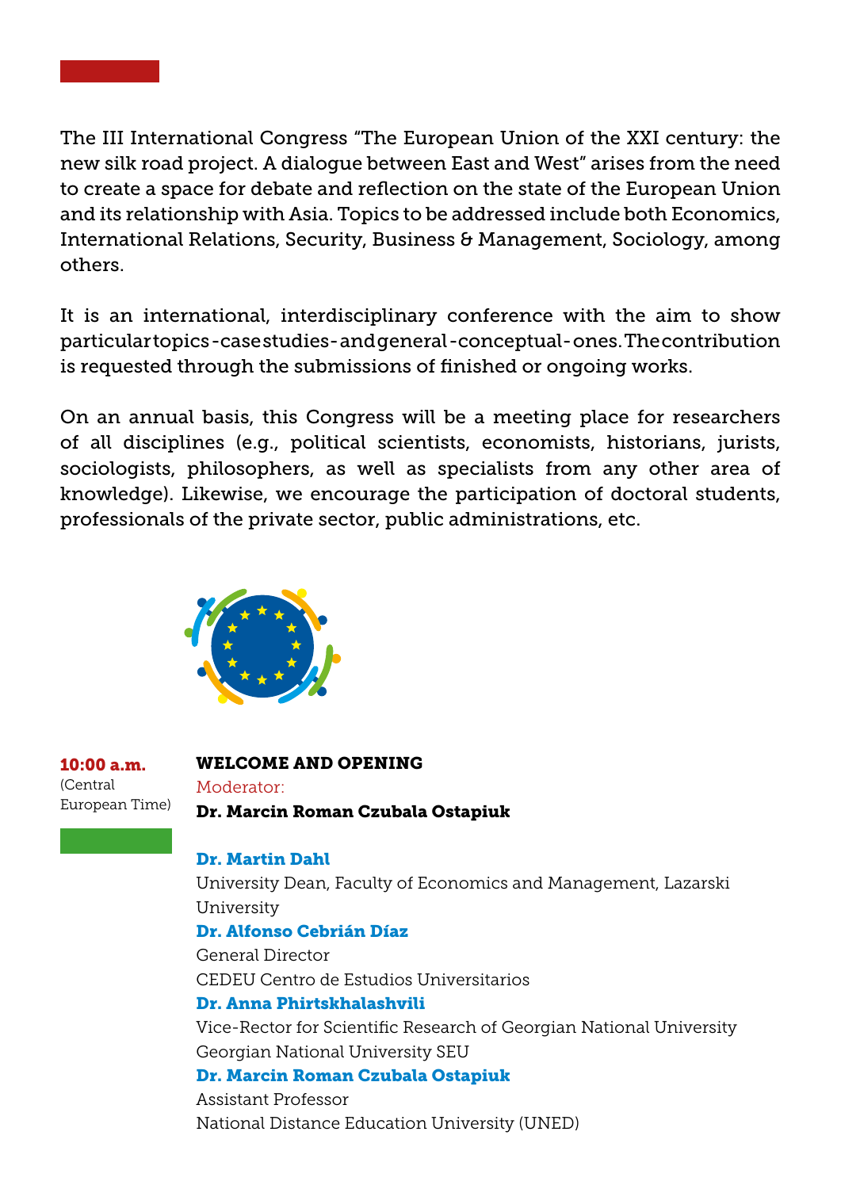The III International Congress "The European Union of the XXI century: the new silk road project. A dialogue between East and West" arises from the need to create a space for debate and reflection on the state of the European Union and its relationship with Asia. Topics to be addressed include both Economics, International Relations, Security, Business & Management, Sociology, among others.

It is an international, interdisciplinary conference with the aim to show particular topics - case studies - and general - conceptual - ones. The contribution is requested through the submissions of finished or ongoing works.

On an annual basis, this Congress will be a meeting place for researchers of all disciplines (e.g., political scientists, economists, historians, jurists, sociologists, philosophers, as well as specialists from any other area of knowledge). Likewise, we encourage the participation of doctoral students, professionals of the private sector, public administrations, etc.

**10:00 a.m.**
(Central European Time)

**WELCOME AND OPENING**

Moderator:
**Dr. Marcin Roman Czubala Ostapiuk**

**Dr. Martin Dahl**
University Dean, Faculty of Economics and Management, Lazarski University

**Dr. Alfonso Cebrián Díaz**
General Director
CEDEU Centro de Estudios Universitarios

**Dr. Anna Phirtskhalashvili**
Vice-Rector for Scientific Research of Georgian National University
Georgian National University SEU

**Dr. Marcin Roman Czubala Ostapiuk**
Assistant Professor
National Distance Education University (UNED)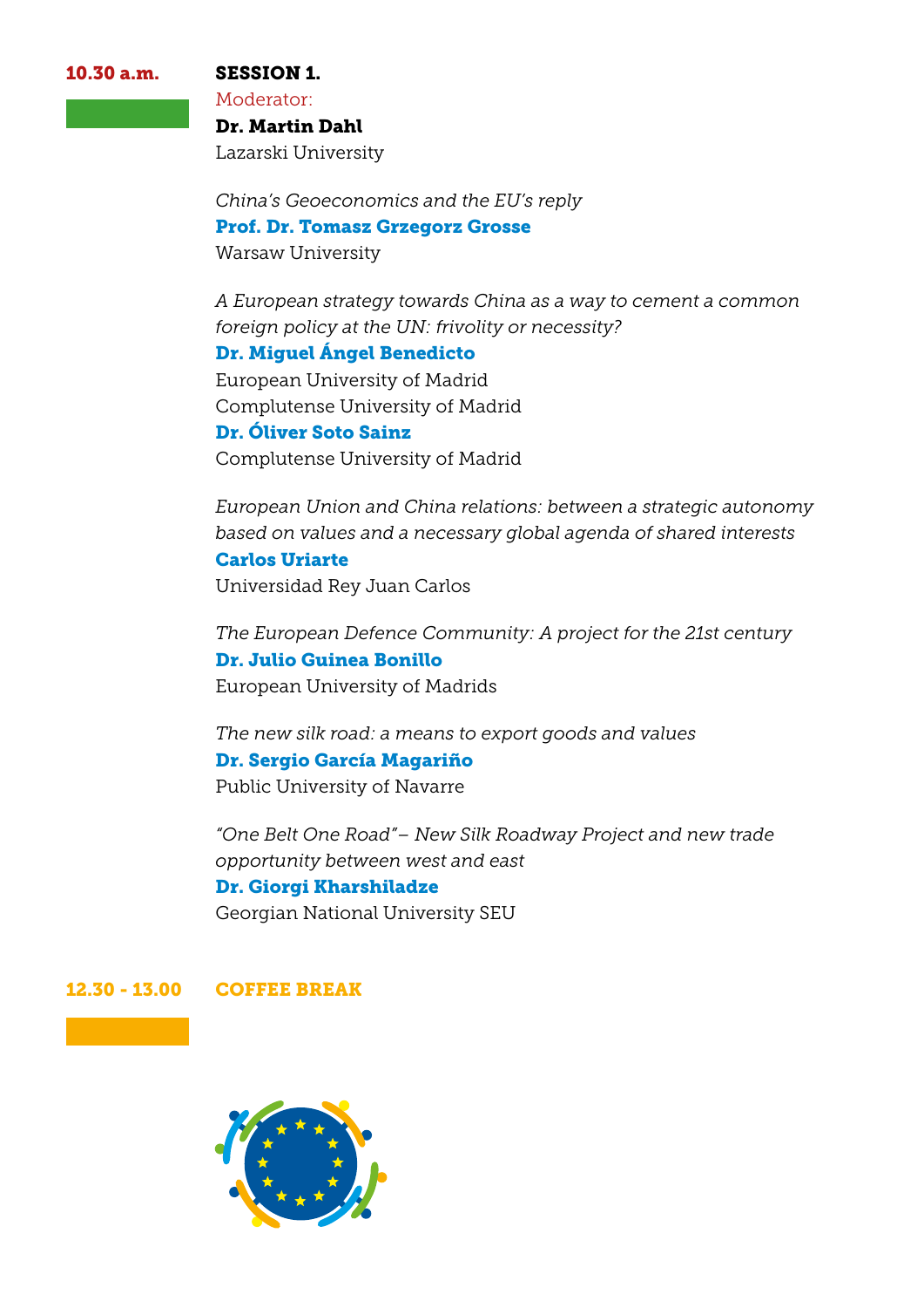**10.30 a.m.** **SESSION 1.**

Moderator:
**Dr. Martin Dahl**
Lazarski University

*China's Geoeconomics and the EU's reply*
**Prof. Dr. Tomasz Grzegorz Grosse**
Warsaw University

*A European strategy towards China as a way to cement a common foreign policy at the UN: frivolity or necessity?*
**Dr. Miguel Ángel Benedicto**
European University of Madrid
Complutense University of Madrid
**Dr. Óliver Soto Sainz**
Complutense University of Madrid

*European Union and China relations: between a strategic autonomy based on values and a necessary global agenda of shared interests*
**Carlos Uriarte**
Universidad Rey Juan Carlos

*The European Defence Community: A project for the 21st century*
**Dr. Julio Guinea Bonillo**
European University of Madrids

*The new silk road: a means to export goods and values*
**Dr. Sergio García Magariño**
Public University of Navarre

*"One Belt One Road"– New Silk Roadway Project and new trade opportunity between west and east*
**Dr. Giorgi Kharshiladze**
Georgian National University SEU

**12.30 - 13.00** **COFFEE BREAK**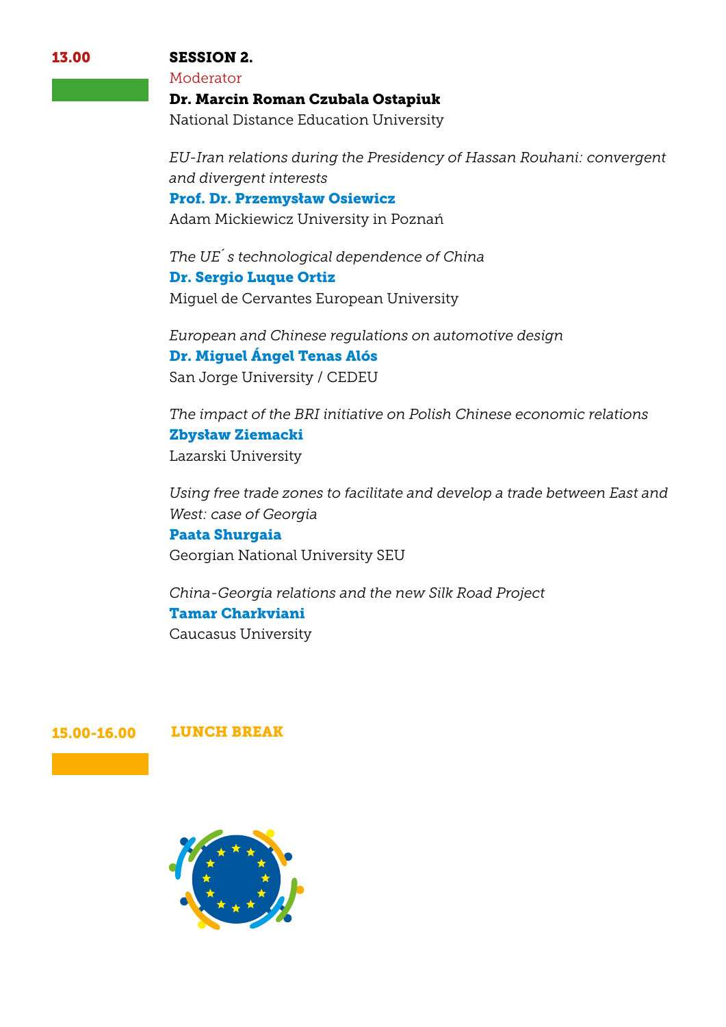**13.00**

## SESSION 2.

Moderator

**Dr. Marcin Roman Czubala Ostapiuk**
National Distance Education University

*EU-Iran relations during the Presidency of Hassan Rouhani: convergent and divergent interests*
**Prof. Dr. Przemysław Osiewicz**
Adam Mickiewicz University in Poznań

*The UE´s technological dependence of China*
**Dr. Sergio Luque Ortiz**
Miguel de Cervantes European University

*European and Chinese regulations on automotive design*
**Dr. Miguel Ángel Tenas Alós**
San Jorge University / CEDEU

*The impact of the BRI initiative on Polish Chinese economic relations*
**Zbysław Ziemacki**
Lazarski University

*Using free trade zones to facilitate and develop a trade between East and West: case of Georgia*
**Paata Shurgaia**
Georgian National University SEU

*China-Georgia relations and the new Silk Road Project*
**Tamar Charkviani**
Caucasus University

**15.00-16.00** **LUNCH BREAK**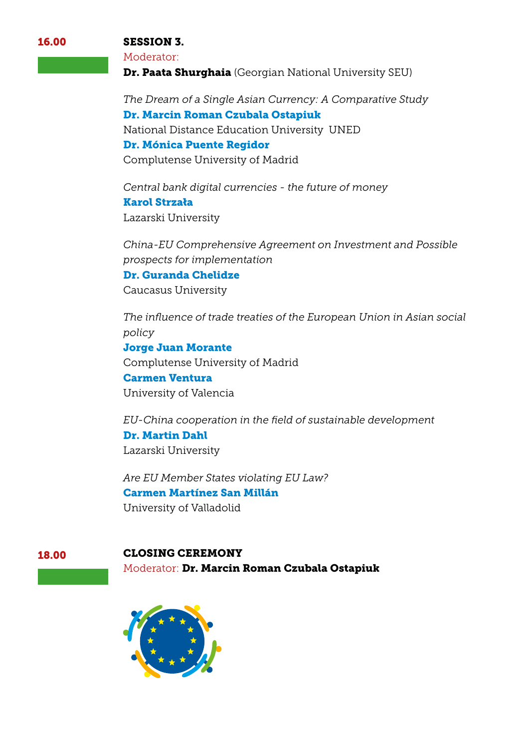**16.00**

**SESSION 3.**

Moderator:

**Dr. Paata Shurghaia** (Georgian National University SEU)

*The Dream of a Single Asian Currency: A Comparative Study*

**Dr. Marcin Roman Czubala Ostapiuk**

National Distance Education University UNED

**Dr. Mónica Puente Regidor**

Complutense University of Madrid

*Central bank digital currencies - the future of money*

**Karol Strzała**

Lazarski University

*China-EU Comprehensive Agreement on Investment and Possible prospects for implementation*

**Dr. Guranda Chelidze**

Caucasus University

*The influence of trade treaties of the European Union in Asian social policy*

**Jorge Juan Morante**

Complutense University of Madrid

**Carmen Ventura**

University of Valencia

*EU-China cooperation in the field of sustainable development*

**Dr. Martin Dahl**

Lazarski University

*Are EU Member States violating EU Law?*

**Carmen Martínez San Millán**

University of Valladolid

**18.00**

**CLOSING CEREMONY**

Moderator: **Dr. Marcin Roman Czubala Ostapiuk**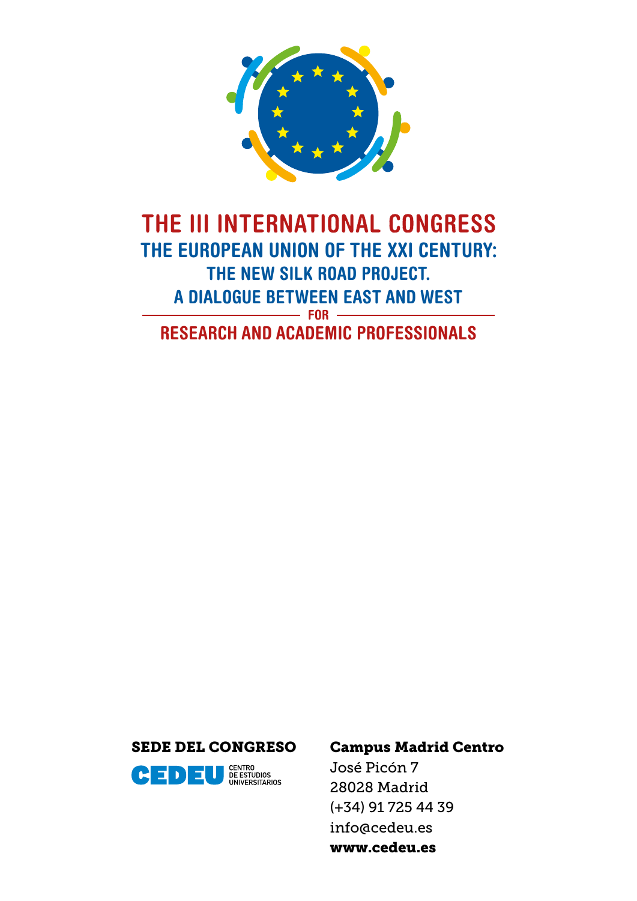# THE III INTERNATIONAL CONGRESS

## THE EUROPEAN UNION OF THE XXI CENTURY:

## THE NEW SILK ROAD PROJECT.

## A DIALOGUE BETWEEN EAST AND WEST

FOR

## RESEARCH AND ACADEMIC PROFESSIONALS

**SEDE DEL CONGRESO**

CEDEU CENTRO DE ESTUDIOS UNIVERSITARIOS

**Campus Madrid Centro**
José Picón 7
28028 Madrid
(+34) 91 725 44 39
info@cedeu.es
**www.cedeu.es**